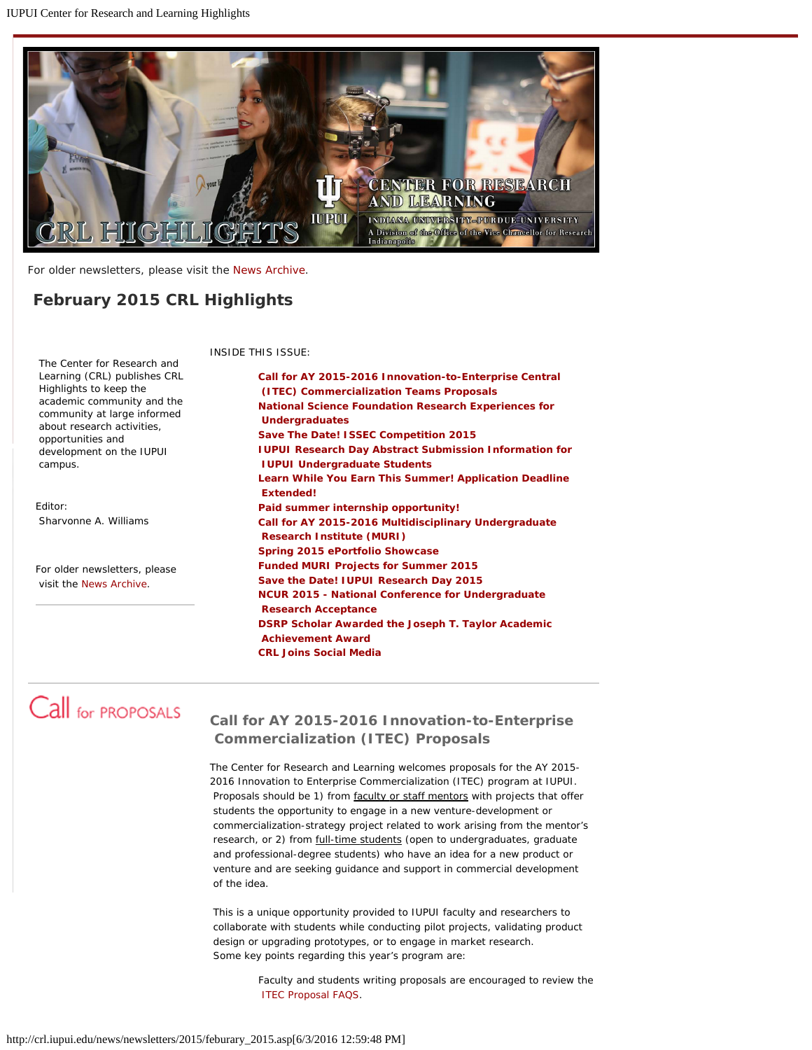For older newsletters, please visit the News Archive.

## February 2015 CRL Highlights

The Center for Research and Learning (CRL) publishes CRL Highlights to keep the academic community and the community at large informed about research activities, opportunities and development on the IUPUI campus.

Editor:
Sharvonne A. Williams

For older newsletters, please visit the News Archive.

INSIDE THIS ISSUE:

- **Call for AY 2015-2016 Innovation-to-Enterprise Central (ITEC) Commercialization Teams Proposals**
- **National Science Foundation Research Experiences for Undergraduates**
- **Save The Date! ISSEC Competition 2015**
- **IUPUI Research Day Abstract Submission Information for IUPUI Undergraduate Students**
- **Learn While You Earn This Summer! Application Deadline Extended!**
- **Paid summer internship opportunity!**
- **Call for AY 2015-2016 Multidisciplinary Undergraduate Research Institute (MURI)**
- **Spring 2015 ePortfolio Showcase**
- **Funded MURI Projects for Summer 2015**
- **Save the Date! IUPUI Research Day 2015**
- **NCUR 2015 - National Conference for Undergraduate Research Acceptance**
- **DSRP Scholar Awarded the Joseph T. Taylor Academic Achievement Award**
- **CRL Joins Social Media**

---

Call for PROPOSALS

### Call for AY 2015-2016 Innovation-to-Enterprise Commercialization (ITEC) Proposals

The Center for Research and Learning welcomes proposals for the AY 2015-2016 Innovation to Enterprise Commercialization (ITEC) program at IUPUI. Proposals should be 1) from faculty or staff mentors with projects that offer students the opportunity to engage in a new venture-development or commercialization-strategy project related to work arising from the mentor's research, or 2) from full-time students (open to undergraduates, graduate and professional-degree students) who have an idea for a new product or venture and are seeking guidance and support in commercial development of the idea.

This is a unique opportunity provided to IUPUI faculty and researchers to collaborate with students while conducting pilot projects, validating product design or upgrading prototypes, or to engage in market research. Some key points regarding this year's program are:

- Faculty and students writing proposals are encouraged to review the ITEC Proposal FAQS.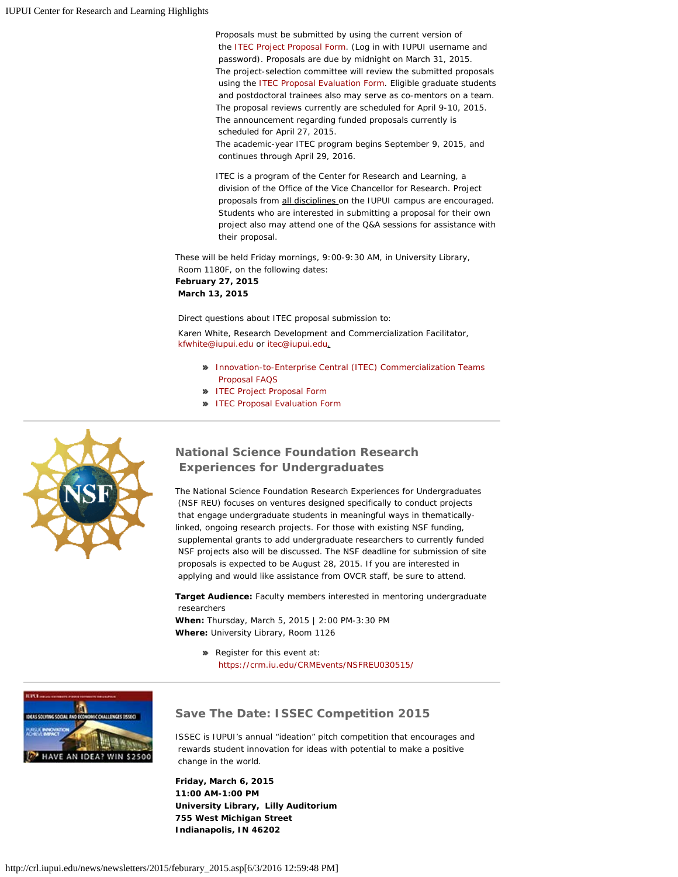Proposals must be submitted by using the current version of the ITEC Project Proposal Form. (Log in with IUPUI username and password). Proposals are due by midnight on March 31, 2015.
The project-selection committee will review the submitted proposals using the ITEC Proposal Evaluation Form. Eligible graduate students and postdoctoral trainees also may serve as co-mentors on a team.
The proposal reviews currently are scheduled for April 9-10, 2015.
The announcement regarding funded proposals currently is scheduled for April 27, 2015.
The academic-year ITEC program begins September 9, 2015, and continues through April 29, 2016.

ITEC is a program of the Center for Research and Learning, a division of the Office of the Vice Chancellor for Research. Project proposals from all disciplines on the IUPUI campus are encouraged. Students who are interested in submitting a proposal for their own project also may attend one of the Q&A sessions for assistance with their proposal.

These will be held Friday mornings, 9:00-9:30 AM, in University Library, Room 1180F, on the following dates:
**February 27, 2015**
**March 13, 2015**

Direct questions about ITEC proposal submission to:

Karen White, Research Development and Commercialization Facilitator, kfwhite@iupui.edu or itec@iupui.edu.

- Innovation-to-Enterprise Central (ITEC) Commercialization Teams Proposal FAQS
- ITEC Project Proposal Form
- ITEC Proposal Evaluation Form

---

## National Science Foundation Research Experiences for Undergraduates

The National Science Foundation Research Experiences for Undergraduates (NSF REU) focuses on ventures designed specifically to conduct projects that engage undergraduate students in meaningful ways in thematically-linked, ongoing research projects. For those with existing NSF funding, supplemental grants to add undergraduate researchers to currently funded NSF projects also will be discussed. The NSF deadline for submission of site proposals is expected to be August 28, 2015. If you are interested in applying and would like assistance from OVCR staff, be sure to attend.

**Target Audience:** Faculty members interested in mentoring undergraduate researchers
**When:** Thursday, March 5, 2015 | 2:00 PM-3:30 PM
**Where:** University Library, Room 1126

- Register for this event at: https://crm.iu.edu/CRMEvents/NSFREU030515/

---

## Save The Date: ISSEC Competition 2015

ISSEC is IUPUI's annual "ideation" pitch competition that encourages and rewards student innovation for ideas with potential to make a positive change in the world.

**Friday, March 6, 2015**
**11:00 AM-1:00 PM**
**University Library, Lilly Auditorium**
**755 West Michigan Street**
**Indianapolis, IN 46202**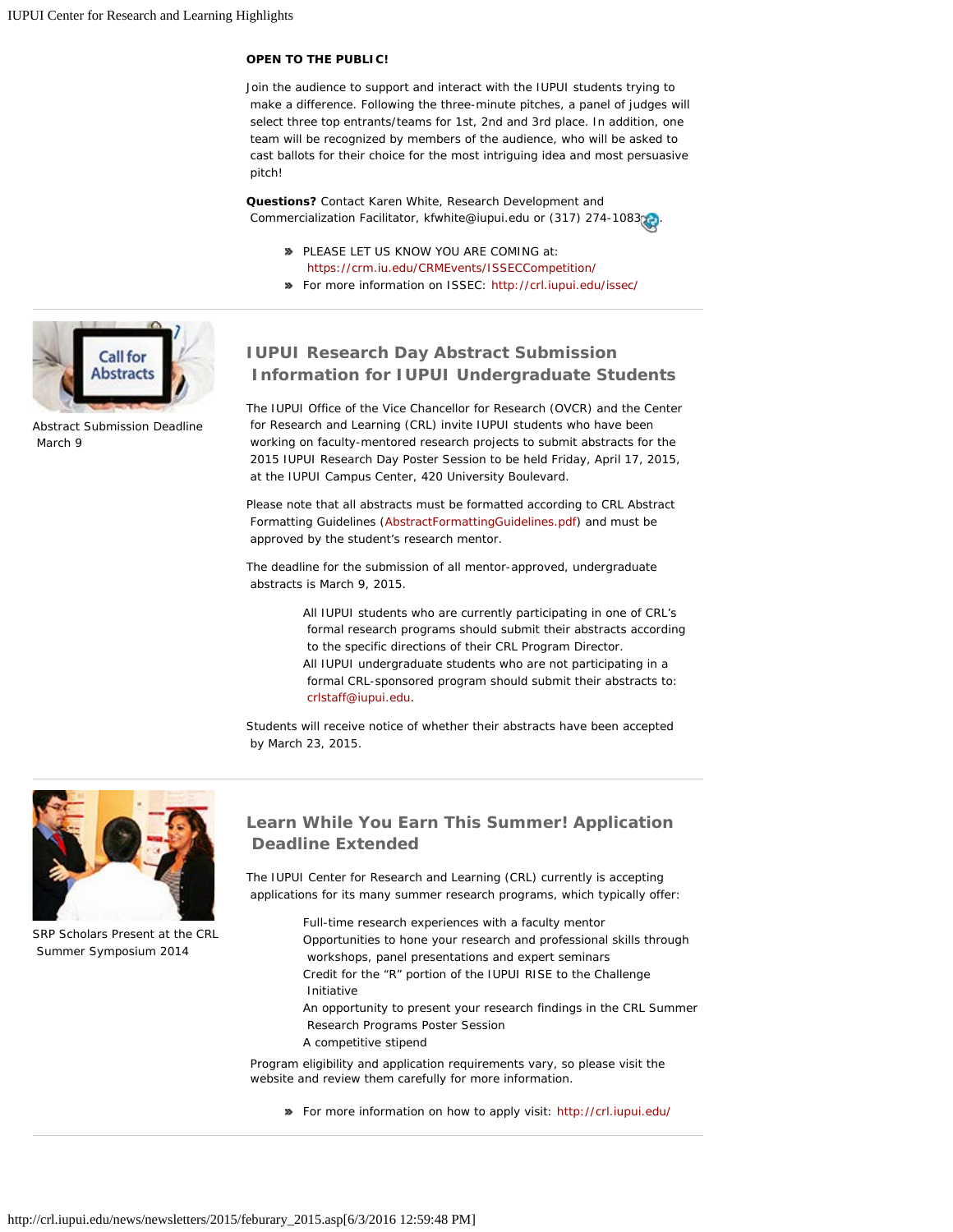**OPEN TO THE PUBLIC!**

Join the audience to support and interact with the IUPUI students trying to make a difference. Following the three-minute pitches, a panel of judges will select three top entrants/teams for 1st, 2nd and 3rd place. In addition, one team will be recognized by members of the audience, who will be asked to cast ballots for their choice for the most intriguing idea and most persuasive pitch!

**Questions?** Contact Karen White, Research Development and Commercialization Facilitator, kfwhite@iupui.edu or (317) 274-1083.

- PLEASE LET US KNOW YOU ARE COMING at: https://crm.iu.edu/CRMEvents/ISSECCompetition/
- For more information on ISSEC: http://crl.iupui.edu/issec/

---

Abstract Submission Deadline March 9

## IUPUI Research Day Abstract Submission Information for IUPUI Undergraduate Students

The IUPUI Office of the Vice Chancellor for Research (OVCR) and the Center for Research and Learning (CRL) invite IUPUI students who have been working on faculty-mentored research projects to submit abstracts for the 2015 IUPUI Research Day Poster Session to be held Friday, April 17, 2015, at the IUPUI Campus Center, 420 University Boulevard.

Please note that all abstracts must be formatted according to CRL Abstract Formatting Guidelines (AbstractFormattingGuidelines.pdf) and must be approved by the student's research mentor.

The deadline for the submission of all mentor-approved, undergraduate abstracts is March 9, 2015.

All IUPUI students who are currently participating in one of CRL's formal research programs should submit their abstracts according to the specific directions of their CRL Program Director.
All IUPUI undergraduate students who are not participating in a formal CRL-sponsored program should submit their abstracts to: crlstaff@iupui.edu.

Students will receive notice of whether their abstracts have been accepted by March 23, 2015.

---

SRP Scholars Present at the CRL Summer Symposium 2014

## Learn While You Earn This Summer! Application Deadline Extended

The IUPUI Center for Research and Learning (CRL) currently is accepting applications for its many summer research programs, which typically offer:

Full-time research experiences with a faculty mentor
Opportunities to hone your research and professional skills through workshops, panel presentations and expert seminars
Credit for the "R" portion of the IUPUI RISE to the Challenge Initiative
An opportunity to present your research findings in the CRL Summer Research Programs Poster Session
A competitive stipend

Program eligibility and application requirements vary, so please visit the website and review them carefully for more information.

- For more information on how to apply visit: http://crl.iupui.edu/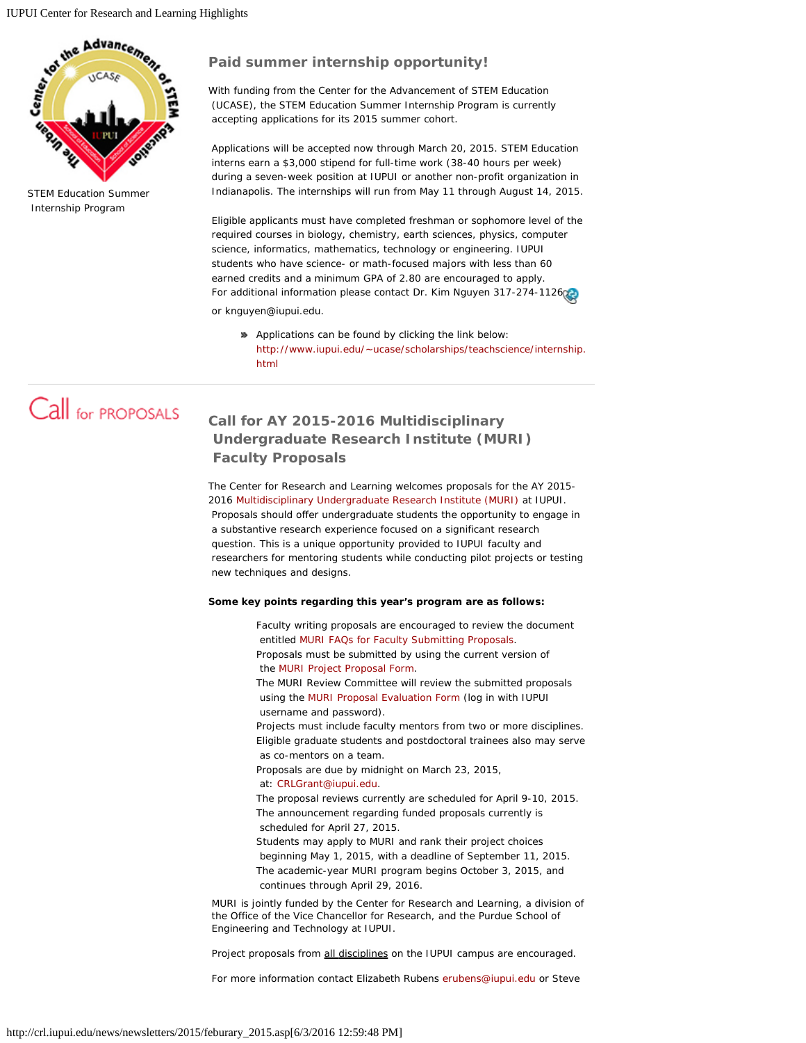STEM Education Summer Internship Program

## Paid summer internship opportunity!

With funding from the Center for the Advancement of STEM Education (UCASE), the STEM Education Summer Internship Program is currently accepting applications for its 2015 summer cohort.

Applications will be accepted now through March 20, 2015. STEM Education interns earn a $3,000 stipend for full-time work (38-40 hours per week) during a seven-week position at IUPUI or another non-profit organization in Indianapolis. The internships will run from May 11 through August 14, 2015.

Eligible applicants must have completed freshman or sophomore level of the required courses in biology, chemistry, earth sciences, physics, computer science, informatics, mathematics, technology or engineering. IUPUI students who have science- or math-focused majors with less than 60 earned credits and a minimum GPA of 2.80 are encouraged to apply. For additional information please contact Dr. Kim Nguyen 317-274-1126 or knguyen@iupui.edu.

- Applications can be found by clicking the link below: http://www.iupui.edu/~ucase/scholarships/teachscience/internship.html

---

Call for PROPOSALS

## Call for AY 2015-2016 Multidisciplinary Undergraduate Research Institute (MURI) Faculty Proposals

The Center for Research and Learning welcomes proposals for the AY 2015-2016 Multidisciplinary Undergraduate Research Institute (MURI) at IUPUI. Proposals should offer undergraduate students the opportunity to engage in a substantive research experience focused on a significant research question. This is a unique opportunity provided to IUPUI faculty and researchers for mentoring students while conducting pilot projects or testing new techniques and designs.

**Some key points regarding this year's program are as follows:**

- Faculty writing proposals are encouraged to review the document entitled MURI FAQs for Faculty Submitting Proposals.
- Proposals must be submitted by using the current version of the MURI Project Proposal Form.
- The MURI Review Committee will review the submitted proposals using the MURI Proposal Evaluation Form (log in with IUPUI username and password).
- Projects must include faculty mentors from two or more disciplines.
- Eligible graduate students and postdoctoral trainees also may serve as co-mentors on a team.
- Proposals are due by midnight on March 23, 2015, at: CRLGrant@iupui.edu.
- The proposal reviews currently are scheduled for April 9-10, 2015.
- The announcement regarding funded proposals currently is scheduled for April 27, 2015.
- Students may apply to MURI and rank their project choices beginning May 1, 2015, with a deadline of September 11, 2015.
- The academic-year MURI program begins October 3, 2015, and continues through April 29, 2016.

MURI is jointly funded by the Center for Research and Learning, a division of the Office of the Vice Chancellor for Research, and the Purdue School of Engineering and Technology at IUPUI.

Project proposals from all disciplines on the IUPUI campus are encouraged.

For more information contact Elizabeth Rubens erubens@iupui.edu or Steve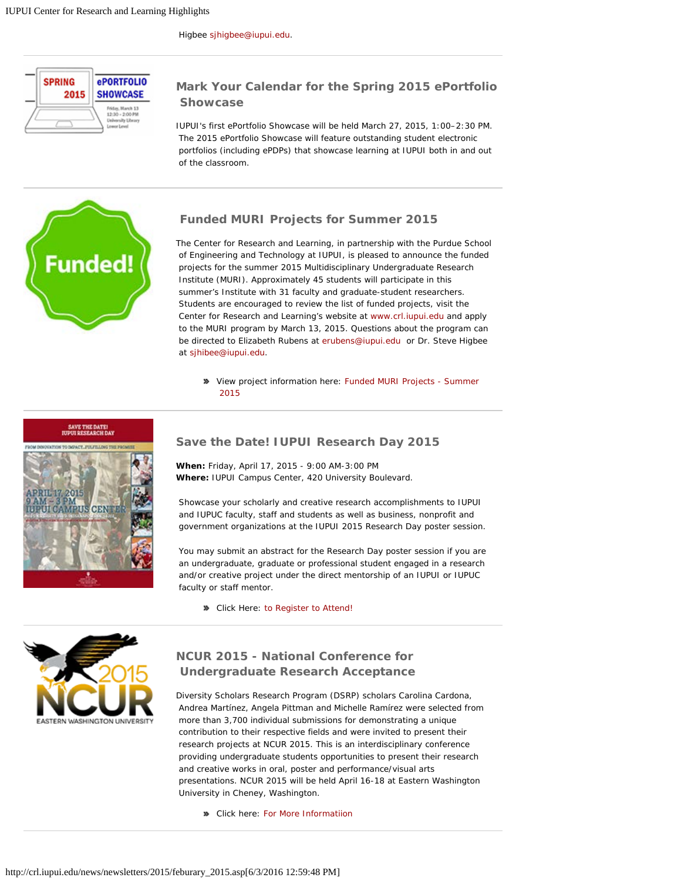Higbee sjhigbee@iupui.edu.

## Mark Your Calendar for the Spring 2015 ePortfolio Showcase

IUPUI's first ePortfolio Showcase will be held March 27, 2015, 1:00–2:30 PM. The 2015 ePortfolio Showcase will feature outstanding student electronic portfolios (including ePDPs) that showcase learning at IUPUI both in and out of the classroom.

## Funded MURI Projects for Summer 2015

The Center for Research and Learning, in partnership with the Purdue School of Engineering and Technology at IUPUI, is pleased to announce the funded projects for the summer 2015 Multidisciplinary Undergraduate Research Institute (MURI). Approximately 45 students will participate in this summer's Institute with 31 faculty and graduate-student researchers. Students are encouraged to review the list of funded projects, visit the Center for Research and Learning's website at www.crl.iupui.edu and apply to the MURI program by March 13, 2015. Questions about the program can be directed to Elizabeth Rubens at erubens@iupui.edu or Dr. Steve Higbee at sjhibee@iupui.edu.

- View project information here: Funded MURI Projects - Summer 2015

## Save the Date! IUPUI Research Day 2015

**When:** Friday, April 17, 2015 - 9:00 AM-3:00 PM
**Where:** IUPUI Campus Center, 420 University Boulevard.

Showcase your scholarly and creative research accomplishments to IUPUI and IUPUC faculty, staff and students as well as business, nonprofit and government organizations at the IUPUI 2015 Research Day poster session.

You may submit an abstract for the Research Day poster session if you are an undergraduate, graduate or professional student engaged in a research and/or creative project under the direct mentorship of an IUPUI or IUPUC faculty or staff mentor.

- Click Here: to Register to Attend!

## NCUR 2015 - National Conference for Undergraduate Research Acceptance

Diversity Scholars Research Program (DSRP) scholars Carolina Cardona, Andrea Martínez, Angela Pittman and Michelle Ramírez were selected from more than 3,700 individual submissions for demonstrating a unique contribution to their respective fields and were invited to present their research projects at NCUR 2015. This is an interdisciplinary conference providing undergraduate students opportunities to present their research and creative works in oral, poster and performance/visual arts presentations. NCUR 2015 will be held April 16-18 at Eastern Washington University in Cheney, Washington.

- Click here: For More Informatiion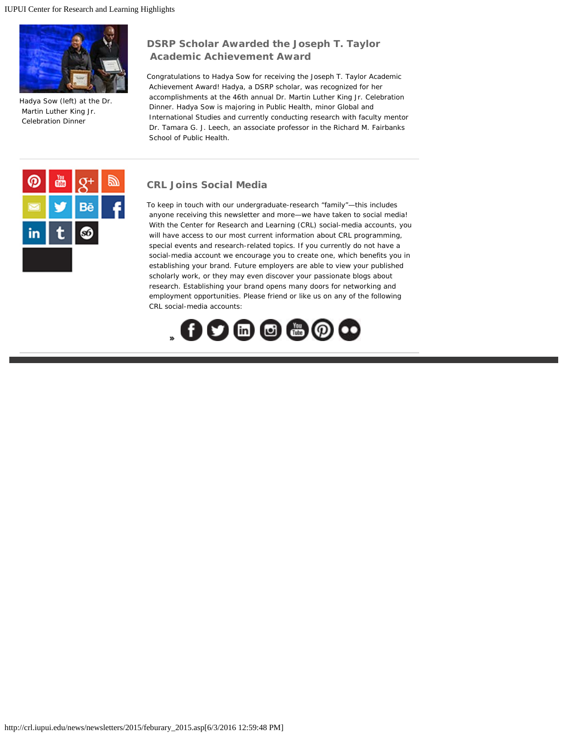Hadya Sow (left) at the Dr. Martin Luther King Jr. Celebration Dinner

## DSRP Scholar Awarded the Joseph T. Taylor Academic Achievement Award

Congratulations to Hadya Sow for receiving the Joseph T. Taylor Academic Achievement Award! Hadya, a DSRP scholar, was recognized for her accomplishments at the 46th annual Dr. Martin Luther King Jr. Celebration Dinner. Hadya Sow is majoring in Public Health, minor Global and International Studies and currently conducting research with faculty mentor Dr. Tamara G. J. Leech, an associate professor in the Richard M. Fairbanks School of Public Health.

---

## CRL Joins Social Media

To keep in touch with our undergraduate-research "family"—this includes anyone receiving this newsletter and more—we have taken to social media! With the Center for Research and Learning (CRL) social-media accounts, you will have access to our most current information about CRL programming, special events and research-related topics. If you currently do not have a social-media account we encourage you to create one, which benefits you in establishing your brand. Future employers are able to view your published scholarly work, or they may even discover your passionate blogs about research. Establishing your brand opens many doors for networking and employment opportunities. Please friend or like us on any of the following CRL social-media accounts: